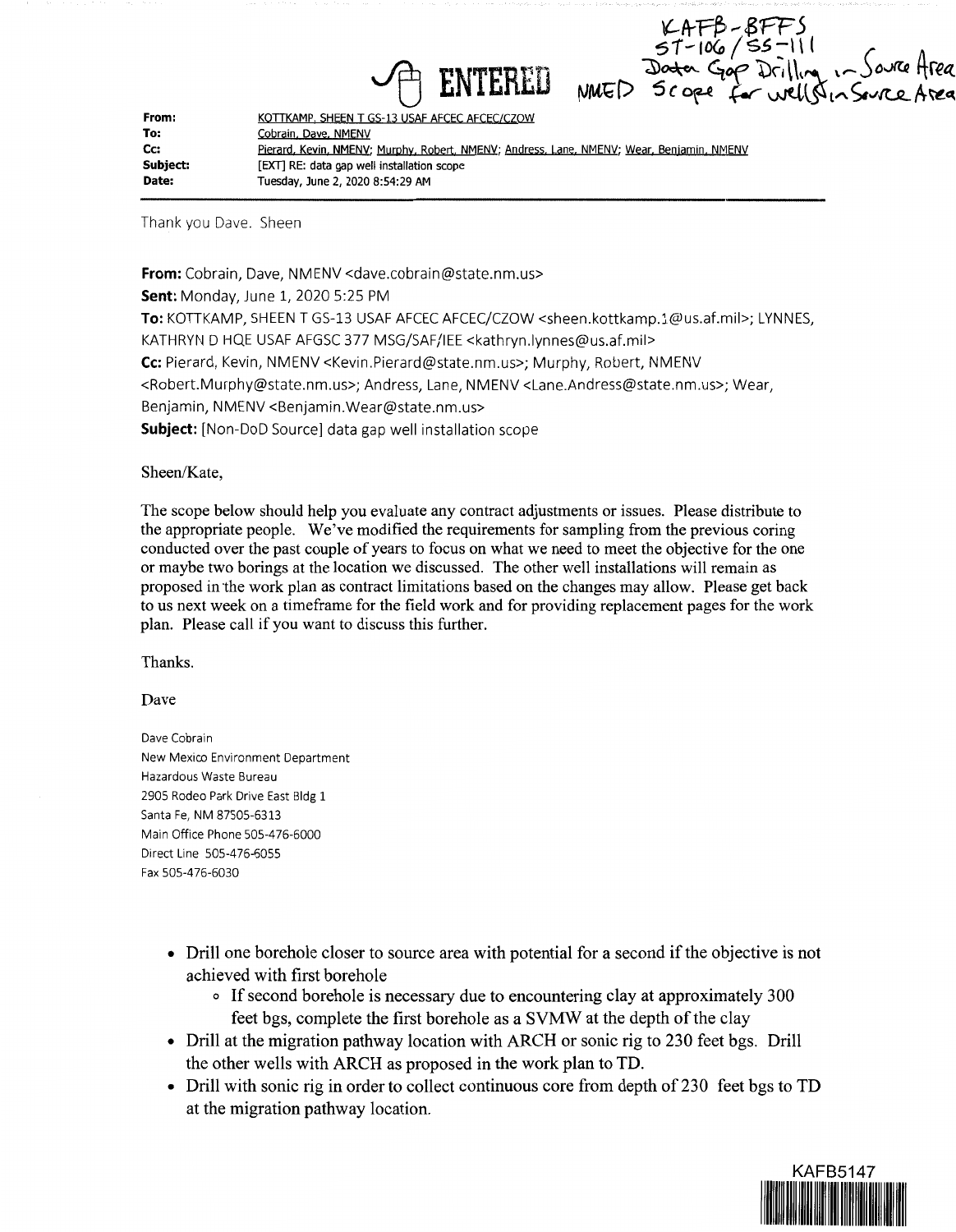KAFB-BFFS
ST-106 / SS-111
Data Gap Drilling in Source Area
NMED Scope for well(s) in Source Area

ENTERED

| | |
|---|---|
| **From:** | KOTTKAMP, SHEEN T GS-13 USAF AFCEC AFCEC/CZOW |
| **To:** | Cobrain, Dave, NMENV |
| **Cc:** | Pierard, Kevin, NMENV; Murphy, Robert, NMENV; Andress, Lane, NMENV; Wear, Benjamin, NMENV |
| **Subject:** | [EXT] RE: data gap well installation scope |
| **Date:** | Tuesday, June 2, 2020 8:54:29 AM |

Thank you Dave. Sheen

**From:** Cobrain, Dave, NMENV <dave.cobrain@state.nm.us>
**Sent:** Monday, June 1, 2020 5:25 PM
**To:** KOTTKAMP, SHEEN T GS-13 USAF AFCEC AFCEC/CZOW <sheen.kottkamp.1@us.af.mil>; LYNNES, KATHRYN D HQE USAF AFGSC 377 MSG/SAF/IEE <kathryn.lynnes@us.af.mil>
**Cc:** Pierard, Kevin, NMENV <Kevin.Pierard@state.nm.us>; Murphy, Robert, NMENV <Robert.Murphy@state.nm.us>; Andress, Lane, NMENV <Lane.Andress@state.nm.us>; Wear, Benjamin, NMENV <Benjamin.Wear@state.nm.us>
**Subject:** [Non-DoD Source] data gap well installation scope

Sheen/Kate,

The scope below should help you evaluate any contract adjustments or issues. Please distribute to the appropriate people. We've modified the requirements for sampling from the previous coring conducted over the past couple of years to focus on what we need to meet the objective for the one or maybe two borings at the location we discussed. The other well installations will remain as proposed in the work plan as contract limitations based on the changes may allow. Please get back to us next week on a timeframe for the field work and for providing replacement pages for the work plan. Please call if you want to discuss this further.

Thanks.

Dave

Dave Cobrain
New Mexico Environment Department
Hazardous Waste Bureau
2905 Rodeo Park Drive East Bldg 1
Santa Fe, NM 87505-6313
Main Office Phone 505-476-6000
Direct Line 505-476-6055
Fax 505-476-6030

- Drill one borehole closer to source area with potential for a second if the objective is not achieved with first borehole
  - If second borehole is necessary due to encountering clay at approximately 300 feet bgs, complete the first borehole as a SVMW at the depth of the clay
- Drill at the migration pathway location with ARCH or sonic rig to 230 feet bgs. Drill the other wells with ARCH as proposed in the work plan to TD.
- Drill with sonic rig in order to collect continuous core from depth of 230 feet bgs to TD at the migration pathway location.

KAFB5147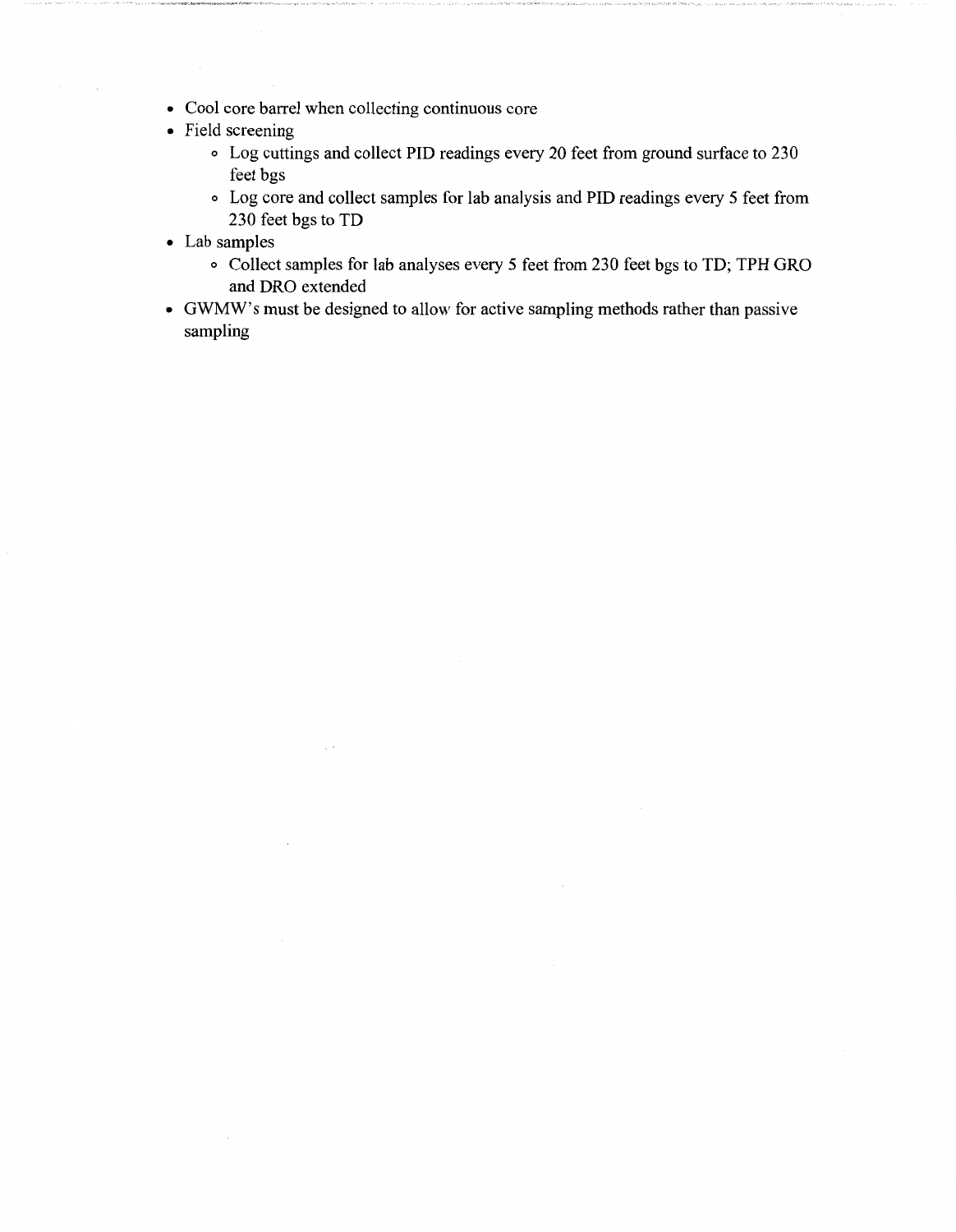- Cool core barrel when collecting continuous core
- Field screening
  - Log cuttings and collect PID readings every 20 feet from ground surface to 230 feet bgs
  - Log core and collect samples for lab analysis and PID readings every 5 feet from 230 feet bgs to TD
- Lab samples
  - Collect samples for lab analyses every 5 feet from 230 feet bgs to TD; TPH GRO and DRO extended
- GWMW's must be designed to allow for active sampling methods rather than passive sampling